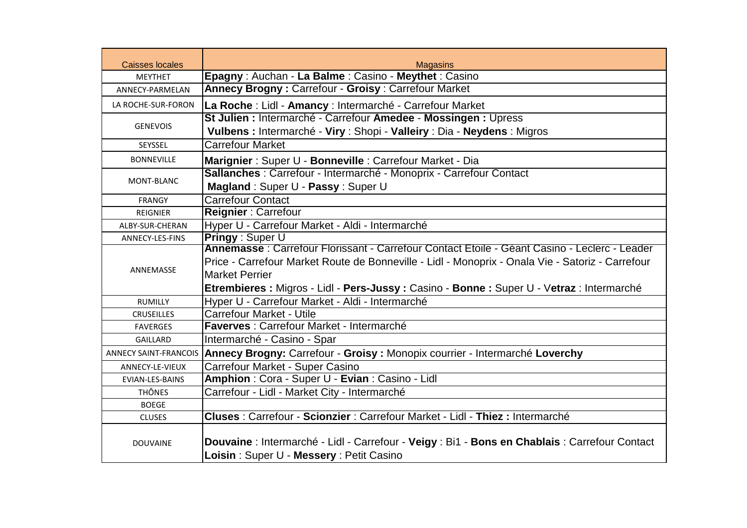| Caisses locales | Magasins |
| --- | --- |
| MEYTHET | **Epagny** : Auchan - **La Balme** : Casino - **Meythet** : Casino |
| ANNECY-PARMELAN | **Annecy Brogny :** Carrefour - **Groisy** : Carrefour Market |
| LA ROCHE-SUR-FORON | **La Roche** : Lidl - **Amancy** : Intermarché - Carrefour Market |
| GENEVOIS | **St Julien :** Intermarché - Carrefour **Amedee** - **Mossingen :** Upress<br>**Vulbens :** Intermarché - **Viry** : Shopi - **Valleiry** : Dia - **Neydens** : Migros |
| SEYSSEL | Carrefour Market |
| BONNEVILLE | **Marignier** : Super U - **Bonneville** : Carrefour Market - Dia |
| MONT-BLANC | **Sallanches** : Carrefour - Intermarché - Monoprix - Carrefour Contact<br>**Magland** : Super U - **Passy** : Super U |
| FRANGY | Carrefour Contact |
| REIGNIER | **Reignier** : Carrefour |
| ALBY-SUR-CHERAN | Hyper U - Carrefour Market - Aldi - Intermarché |
| ANNECY-LES-FINS | **Pringy** : Super U |
| ANNEMASSE | **Annemasse** : Carrefour Florissant - Carrefour Contact Etoile - Géant Casino - Leclerc - Leader Price - Carrefour Market Route de Bonneville - Lidl - Monoprix - Onala Vie - Satoriz - Carrefour Market Perrier<br>**Etrembieres :** Migros - Lidl - **Pers-Jussy :** Casino - **Bonne :** Super U - V**etraz** : Intermarché |
| RUMILLY | Hyper U - Carrefour Market - Aldi - Intermarché |
| CRUSEILLES | Carrefour Market - Utile |
| FAVERGES | **Faverves** : Carrefour Market - Intermarché |
| GAILLARD | Intermarché - Casino - Spar |
| ANNECY SAINT-FRANCOIS | **Annecy Brogny:** Carrefour - **Groisy :** Monopix courrier - Intermarché **Loverchy** |
| ANNECY-LE-VIEUX | Carrefour Market - Super Casino |
| EVIAN-LES-BAINS | **Amphion** : Cora - Super U - **Evian** : Casino - Lidl |
| THÔNES | Carrefour - Lidl - Market City - Intermarché |
| BOEGE | |
| CLUSES | **Cluses** : Carrefour - **Scionzier** : Carrefour Market - Lidl - **Thiez :** Intermarché |
| DOUVAINE | **Douvaine** : Intermarché - Lidl - Carrefour - **Veigy** : Bi1 - **Bons en Chablais** : Carrefour Contact<br>**Loisin** : Super U - **Messery** : Petit Casino |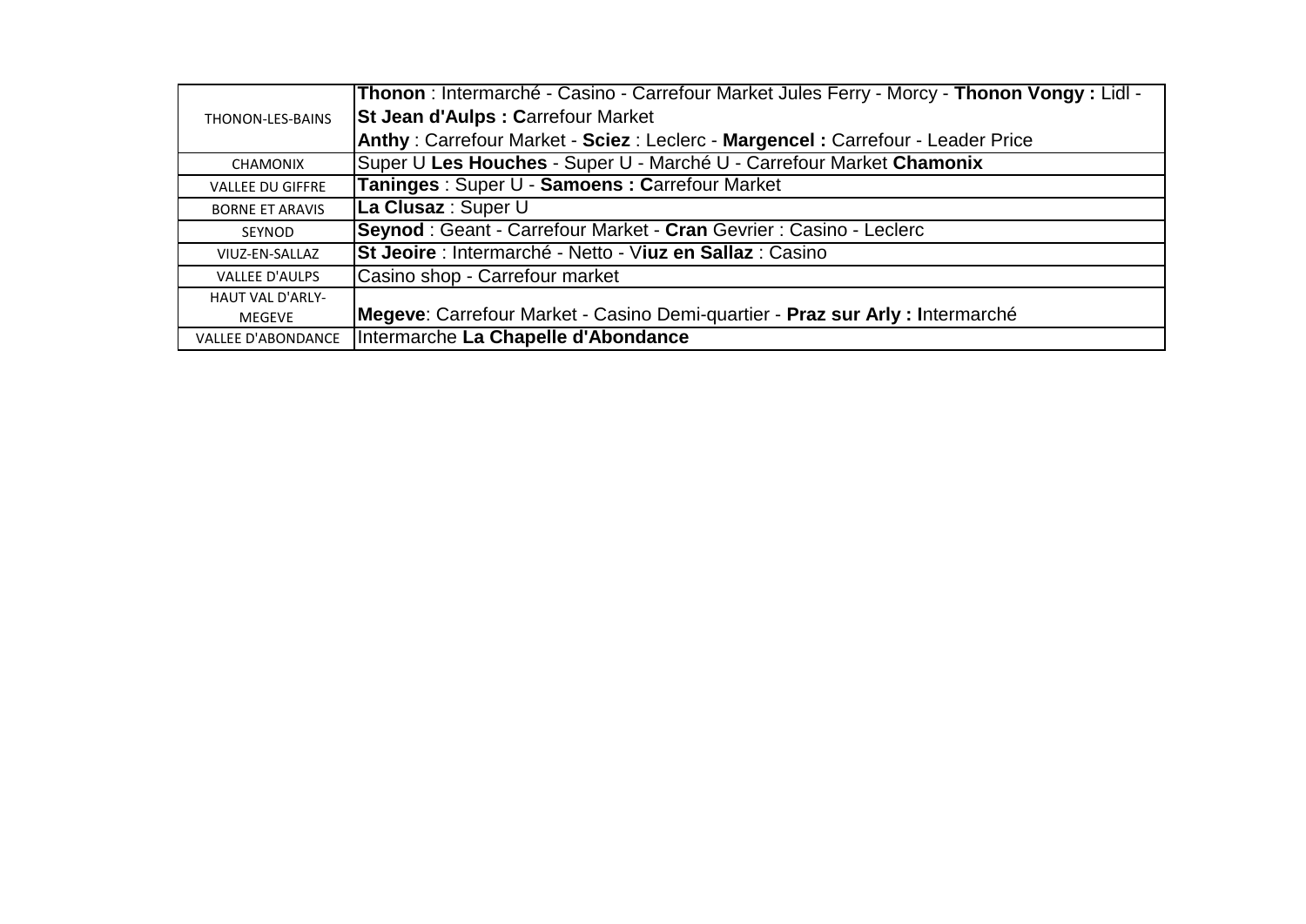| | |
|---|---|
| THONON-LES-BAINS | **Thonon** : Intermarché - Casino - Carrefour Market Jules Ferry - Morcy - **Thonon Vongy :** Lidl - **St Jean d'Aulps : C**arrefour Market **Anthy** : Carrefour Market - **Sciez** : Leclerc - **Margencel :** Carrefour - Leader Price |
| CHAMONIX | Super U **Les Houches** - Super U - Marché U - Carrefour Market **Chamonix** |
| VALLEE DU GIFFRE | **Taninges** : Super U - **Samoens : C**arrefour Market |
| BORNE ET ARAVIS | **La Clusaz** : Super U |
| SEYNOD | **Seynod** : Geant - Carrefour Market - **Cran** Gevrier : Casino - Leclerc |
| VIUZ-EN-SALLAZ | **St Jeoire** : Intermarché - Netto - V**iuz en Sallaz** : Casino |
| VALLEE D'AULPS | Casino shop - Carrefour market |
| HAUT VAL D'ARLY-MEGEVE | **Megeve**: Carrefour Market - Casino Demi-quartier - **Praz sur Arly : I**ntermarché |
| VALLEE D'ABONDANCE | Intermarche **La Chapelle d'Abondance** |